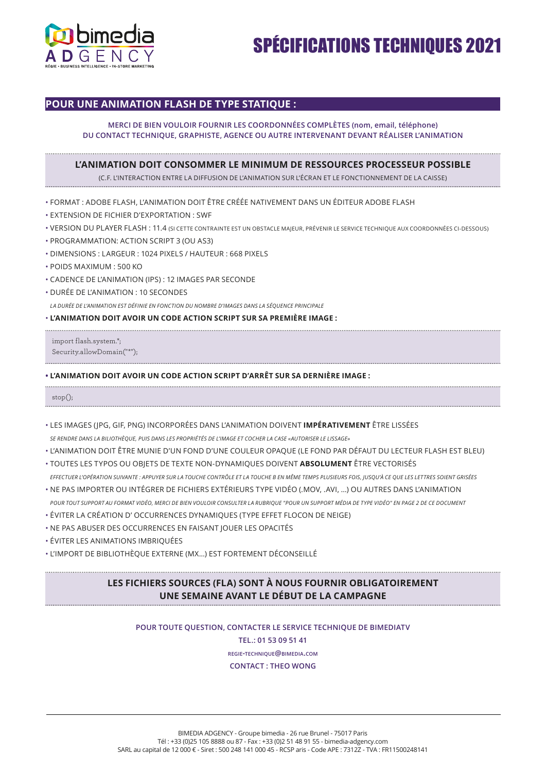# SPÉCIFICATIONS TECHNIQUES 2021

## POUR UNE ANIMATION FLASH DE TYPE STATIQUE :

**MERCI DE BIEN VOULOIR FOURNIR LES COORDONNÉES COMPLÈTES (nom, email, téléphone) DU CONTACT TECHNIQUE, GRAPHISTE, AGENCE OU AUTRE INTERVENANT DEVANT RÉALISER L'ANIMATION**

### L'ANIMATION DOIT CONSOMMER LE MINIMUM DE RESSOURCES PROCESSEUR POSSIBLE

(C.F. L'INTERACTION ENTRE LA DIFFUSION DE L'ANIMATION SUR L'ÉCRAN ET LE FONCTIONNEMENT DE LA CAISSE)

- FORMAT : ADOBE FLASH, L'ANIMATION DOIT ÊTRE CRÉÉE NATIVEMENT DANS UN ÉDITEUR ADOBE FLASH
- EXTENSION DE FICHIER D'EXPORTATION : SWF
- VERSION DU PLAYER FLASH : 11.4 (SI CETTE CONTRAINTE EST UN OBSTACLE MAJEUR, PRÉVENIR LE SERVICE TECHNIQUE AUX COORDONNÉES CI-DESSOUS)
- PROGRAMMATION: ACTION SCRIPT 3 (OU AS3)
- DIMENSIONS : LARGEUR : 1024 PIXELS / HAUTEUR : 668 PIXELS
- POIDS MAXIMUM : 500 KO
- CADENCE DE L'ANIMATION (IPS) : 12 IMAGES PAR SECONDE
- DURÉE DE L'ANIMATION : 10 SECONDES

  *LA DURÉE DE L'ANIMATION EST DÉFINIE EN FONCTION DU NOMBRE D'IMAGES DANS LA SÉQUENCE PRINCIPALE*
- **L'ANIMATION DOIT AVOIR UN CODE ACTION SCRIPT SUR SA PREMIÈRE IMAGE :**

```
import flash.system.*;
Security.allowDomain("*");
```

- **L'ANIMATION DOIT AVOIR UN CODE ACTION SCRIPT D'ARRÊT SUR SA DERNIÈRE IMAGE :**

```
stop();
```

- LES IMAGES (JPG, GIF, PNG) INCORPORÉES DANS L'ANIMATION DOIVENT **IMPÉRATIVEMENT** ÊTRE LISSÉES

  *SE RENDRE DANS LA BILIOTHÈQUE, PUIS DANS LES PROPRIÉTÉS DE L'IMAGE ET COCHER LA CASE «AUTORISER LE LISSAGE»*
- L'ANIMATION DOIT ÊTRE MUNIE D'UN FOND D'UNE COULEUR OPAQUE (LE FOND PAR DÉFAUT DU LECTEUR FLASH EST BLEU)
- TOUTES LES TYPOS OU OBJETS DE TEXTE NON-DYNAMIQUES DOIVENT **ABSOLUMENT** ÊTRE VECTORISÉS

  *EFFECTUER L'OPÉRATION SUIVANTE : APPUYER SUR LA TOUCHE CONTRÔLE ET LA TOUCHE B EN MÊME TEMPS PLUSIEURS FOIS, JUSQU'À CE QUE LES LETTRES SOIENT GRISÉES*
- NE PAS IMPORTER OU INTÉGRER DE FICHIERS EXTÉRIEURS TYPE VIDÉO (.MOV, .AVI, ...) OU AUTRES DANS L'ANIMATION

  *POUR TOUT SUPPORT AU FORMAT VIDÉO, MERCI DE BIEN VOULOIR CONSULTER LA RUBRIQUE "POUR UN SUPPORT MÉDIA DE TYPE VIDÉO" EN PAGE 2 DE CE DOCUMENT*
- ÉVITER LA CRÉATION D' OCCURRENCES DYNAMIQUES (TYPE EFFET FLOCON DE NEIGE)
- NE PAS ABUSER DES OCCURRENCES EN FAISANT JOUER LES OPACITÉS
- ÉVITER LES ANIMATIONS IMBRIQUÉES
- L'IMPORT DE BIBLIOTHÈQUE EXTERNE (MX...) EST FORTEMENT DÉCONSEILLÉ

### LES FICHIERS SOURCES (FLA) SONT À NOUS FOURNIR OBLIGATOIREMENT UNE SEMAINE AVANT LE DÉBUT DE LA CAMPAGNE

**POUR TOUTE QUESTION, CONTACTER LE SERVICE TECHNIQUE DE BIMEDIATV**

**TEL.: 01 53 09 51 41**

**REGIE-TECHNIQUE@BIMEDIA.COM**

**CONTACT : THEO WONG**

BIMEDIA ADGENCY - Groupe bimedia - 26 rue Brunel - 75017 Paris
Tél : +33 (0)25 105 8888 ou 87 - Fax : +33 (0)2 51 48 91 55 - bimedia-adgency.com
SARL au capital de 12 000 € - Siret : 500 248 141 000 45 - RCSP aris - Code APE : 7312Z - TVA : FR11500248141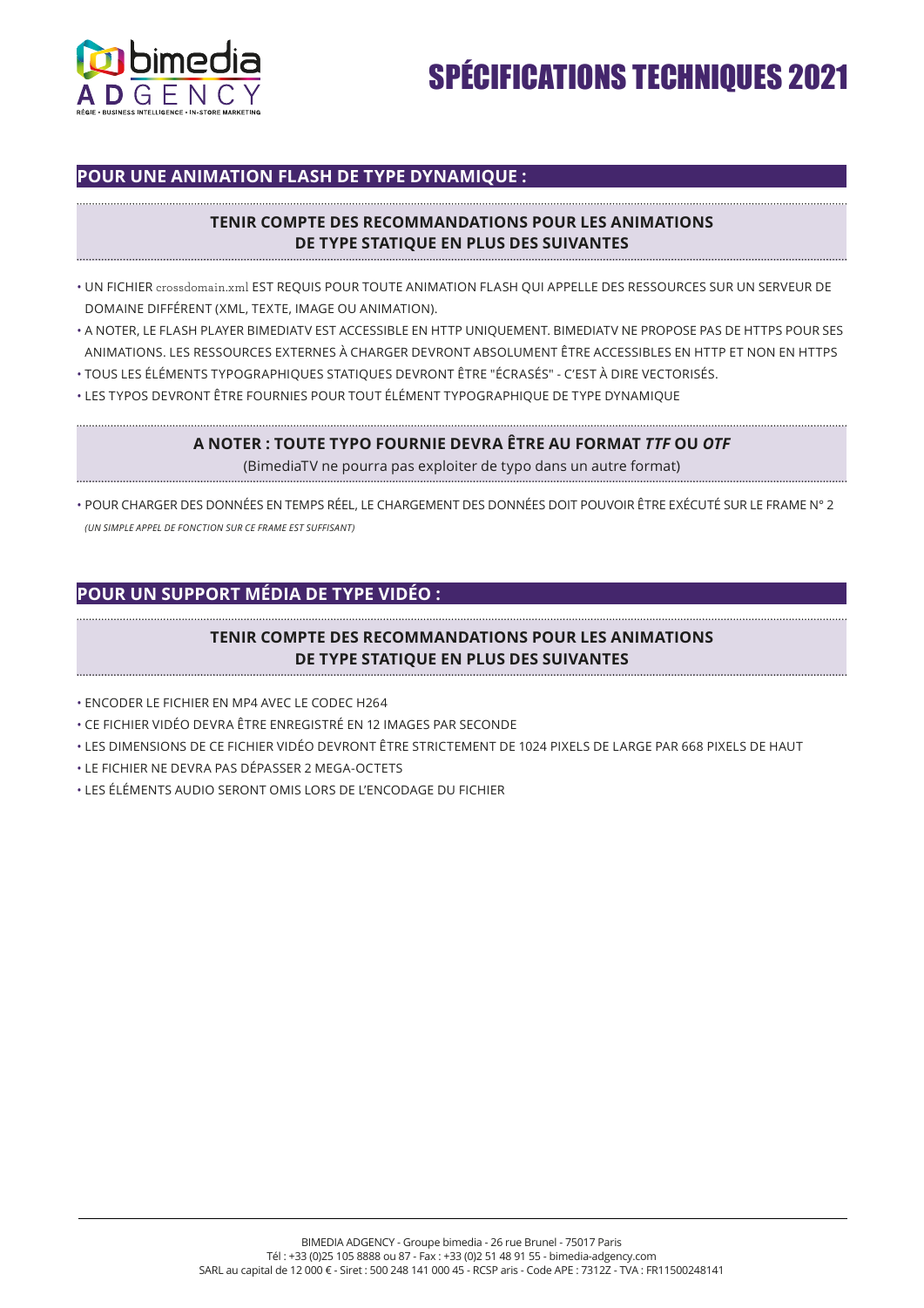# SPÉCIFICATIONS TECHNIQUES 2021

## POUR UNE ANIMATION FLASH DE TYPE DYNAMIQUE :

### TENIR COMPTE DES RECOMMANDATIONS POUR LES ANIMATIONS DE TYPE STATIQUE EN PLUS DES SUIVANTES

- UN FICHIER crossdomain.xml EST REQUIS POUR TOUTE ANIMATION FLASH QUI APPELLE DES RESSOURCES SUR UN SERVEUR DE DOMAINE DIFFÉRENT (XML, TEXTE, IMAGE OU ANIMATION).
- A NOTER, LE FLASH PLAYER BIMEDIATV EST ACCESSIBLE EN HTTP UNIQUEMENT. BIMEDIATV NE PROPOSE PAS DE HTTPS POUR SES ANIMATIONS. LES RESSOURCES EXTERNES À CHARGER DEVRONT ABSOLUMENT ÊTRE ACCESSIBLES EN HTTP ET NON EN HTTPS
- TOUS LES ÉLÉMENTS TYPOGRAPHIQUES STATIQUES DEVRONT ÊTRE "ÉCRASÉS" - C'EST À DIRE VECTORISÉS.
- LES TYPOS DEVRONT ÊTRE FOURNIES POUR TOUT ÉLÉMENT TYPOGRAPHIQUE DE TYPE DYNAMIQUE

**A NOTER : TOUTE TYPO FOURNIE DEVRA ÊTRE AU FORMAT *TTF* OU *OTF***

(BimediaTV ne pourra pas exploiter de typo dans un autre format)

- POUR CHARGER DES DONNÉES EN TEMPS RÉEL, LE CHARGEMENT DES DONNÉES DOIT POUVOIR ÊTRE EXÉCUTÉ SUR LE FRAME N° 2
  *(UN SIMPLE APPEL DE FONCTION SUR CE FRAME EST SUFFISANT)*

## POUR UN SUPPORT MÉDIA DE TYPE VIDÉO :

### TENIR COMPTE DES RECOMMANDATIONS POUR LES ANIMATIONS DE TYPE STATIQUE EN PLUS DES SUIVANTES

- ENCODER LE FICHIER EN MP4 AVEC LE CODEC H264
- CE FICHIER VIDÉO DEVRA ÊTRE ENREGISTRÉ EN 12 IMAGES PAR SECONDE
- LES DIMENSIONS DE CE FICHIER VIDÉO DEVRONT ÊTRE STRICTEMENT DE 1024 PIXELS DE LARGE PAR 668 PIXELS DE HAUT
- LE FICHIER NE DEVRA PAS DÉPASSER 2 MEGA-OCTETS
- LES ÉLÉMENTS AUDIO SERONT OMIS LORS DE L'ENCODAGE DU FICHIER

BIMEDIA ADGENCY - Groupe bimedia - 26 rue Brunel - 75017 Paris
Tél : +33 (0)25 105 8888 ou 87 - Fax : +33 (0)2 51 48 91 55 - bimedia-adgency.com
SARL au capital de 12 000 € - Siret : 500 248 141 000 45 - RCSP aris - Code APE : 7312Z - TVA : FR11500248141